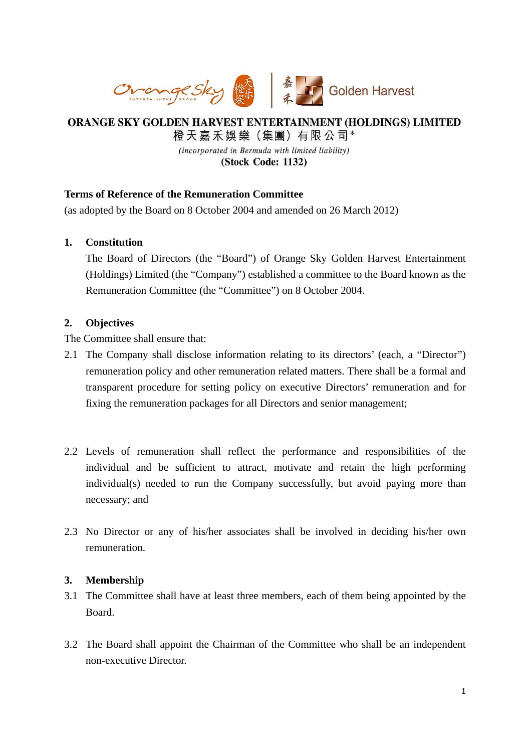# ORANGE SKY GOLDEN HARVEST ENTERTAINMENT (HOLDINGS) LIMITED

橙天嘉禾娛樂（集團）有限公司*

*(incorporated in Bermuda with limited liability)*

**(Stock Code: 1132)**

**Terms of Reference of the Remuneration Committee**

(as adopted by the Board on 8 October 2004 and amended on 26 March 2012)

## 1. Constitution

The Board of Directors (the "Board") of Orange Sky Golden Harvest Entertainment (Holdings) Limited (the "Company") established a committee to the Board known as the Remuneration Committee (the "Committee") on 8 October 2004.

## 2. Objectives

The Committee shall ensure that:

2.1 The Company shall disclose information relating to its directors' (each, a "Director") remuneration policy and other remuneration related matters. There shall be a formal and transparent procedure for setting policy on executive Directors' remuneration and for fixing the remuneration packages for all Directors and senior management;

2.2 Levels of remuneration shall reflect the performance and responsibilities of the individual and be sufficient to attract, motivate and retain the high performing individual(s) needed to run the Company successfully, but avoid paying more than necessary; and

2.3 No Director or any of his/her associates shall be involved in deciding his/her own remuneration.

## 3. Membership

3.1 The Committee shall have at least three members, each of them being appointed by the Board.

3.2 The Board shall appoint the Chairman of the Committee who shall be an independent non-executive Director.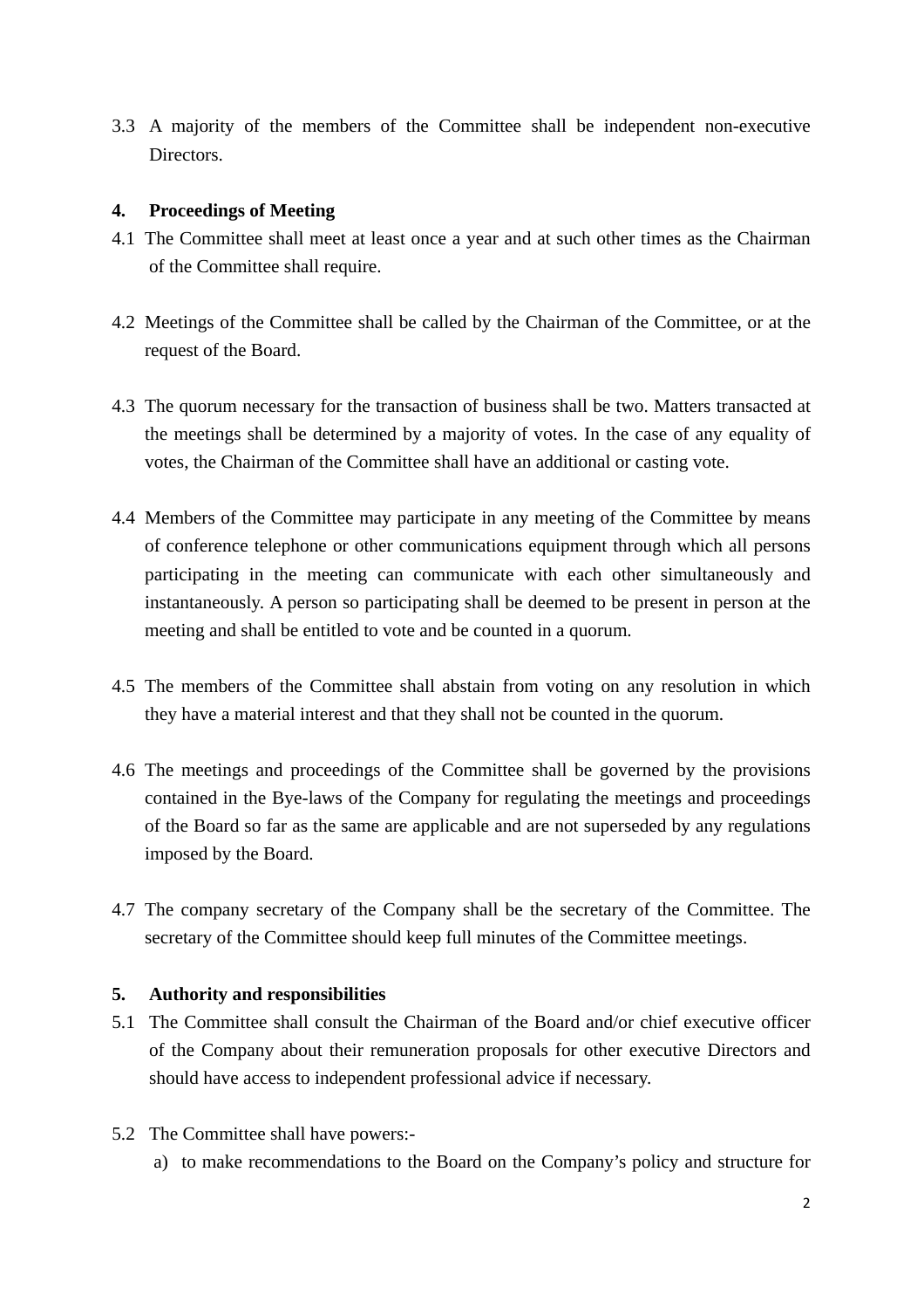3.3 A majority of the members of the Committee shall be independent non-executive Directors.

**4. Proceedings of Meeting**

4.1 The Committee shall meet at least once a year and at such other times as the Chairman of the Committee shall require.

4.2 Meetings of the Committee shall be called by the Chairman of the Committee, or at the request of the Board.

4.3 The quorum necessary for the transaction of business shall be two. Matters transacted at the meetings shall be determined by a majority of votes. In the case of any equality of votes, the Chairman of the Committee shall have an additional or casting vote.

4.4 Members of the Committee may participate in any meeting of the Committee by means of conference telephone or other communications equipment through which all persons participating in the meeting can communicate with each other simultaneously and instantaneously. A person so participating shall be deemed to be present in person at the meeting and shall be entitled to vote and be counted in a quorum.

4.5 The members of the Committee shall abstain from voting on any resolution in which they have a material interest and that they shall not be counted in the quorum.

4.6 The meetings and proceedings of the Committee shall be governed by the provisions contained in the Bye-laws of the Company for regulating the meetings and proceedings of the Board so far as the same are applicable and are not superseded by any regulations imposed by the Board.

4.7 The company secretary of the Company shall be the secretary of the Committee. The secretary of the Committee should keep full minutes of the Committee meetings.

**5. Authority and responsibilities**

5.1 The Committee shall consult the Chairman of the Board and/or chief executive officer of the Company about their remuneration proposals for other executive Directors and should have access to independent professional advice if necessary.

5.2 The Committee shall have powers:-

a) to make recommendations to the Board on the Company's policy and structure for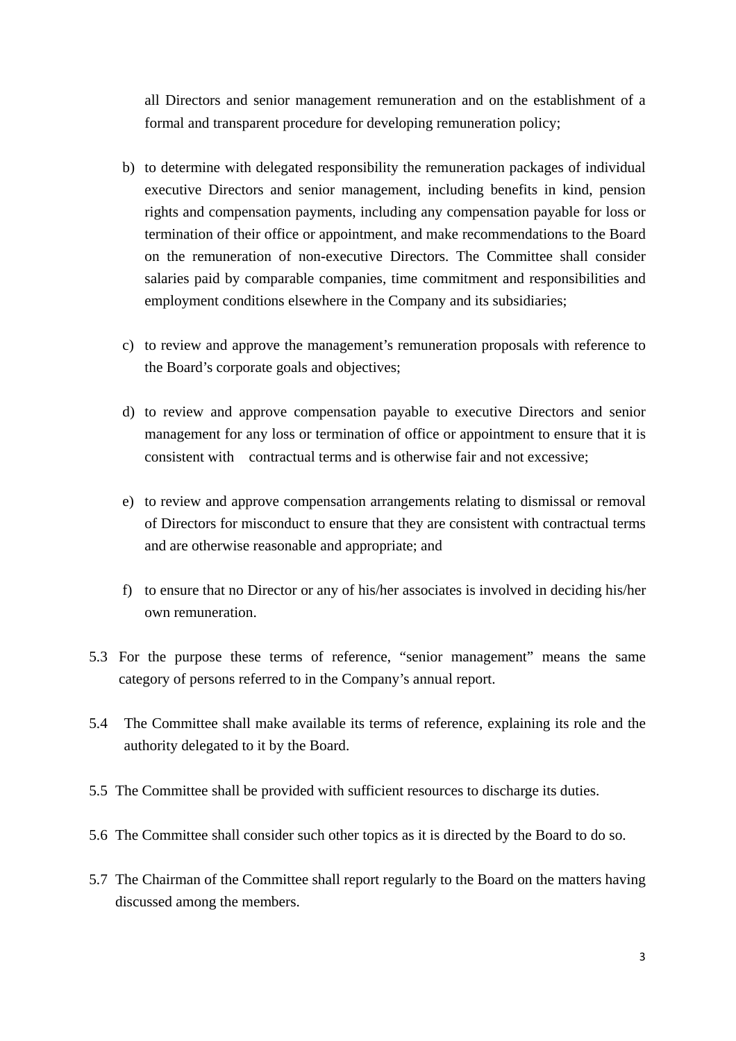all Directors and senior management remuneration and on the establishment of a formal and transparent procedure for developing remuneration policy;

b) to determine with delegated responsibility the remuneration packages of individual executive Directors and senior management, including benefits in kind, pension rights and compensation payments, including any compensation payable for loss or termination of their office or appointment, and make recommendations to the Board on the remuneration of non-executive Directors. The Committee shall consider salaries paid by comparable companies, time commitment and responsibilities and employment conditions elsewhere in the Company and its subsidiaries;

c) to review and approve the management's remuneration proposals with reference to the Board's corporate goals and objectives;

d) to review and approve compensation payable to executive Directors and senior management for any loss or termination of office or appointment to ensure that it is consistent with contractual terms and is otherwise fair and not excessive;

e) to review and approve compensation arrangements relating to dismissal or removal of Directors for misconduct to ensure that they are consistent with contractual terms and are otherwise reasonable and appropriate; and

f) to ensure that no Director or any of his/her associates is involved in deciding his/her own remuneration.

5.3 For the purpose these terms of reference, "senior management" means the same category of persons referred to in the Company's annual report.

5.4 The Committee shall make available its terms of reference, explaining its role and the authority delegated to it by the Board.

5.5 The Committee shall be provided with sufficient resources to discharge its duties.

5.6 The Committee shall consider such other topics as it is directed by the Board to do so.

5.7 The Chairman of the Committee shall report regularly to the Board on the matters having discussed among the members.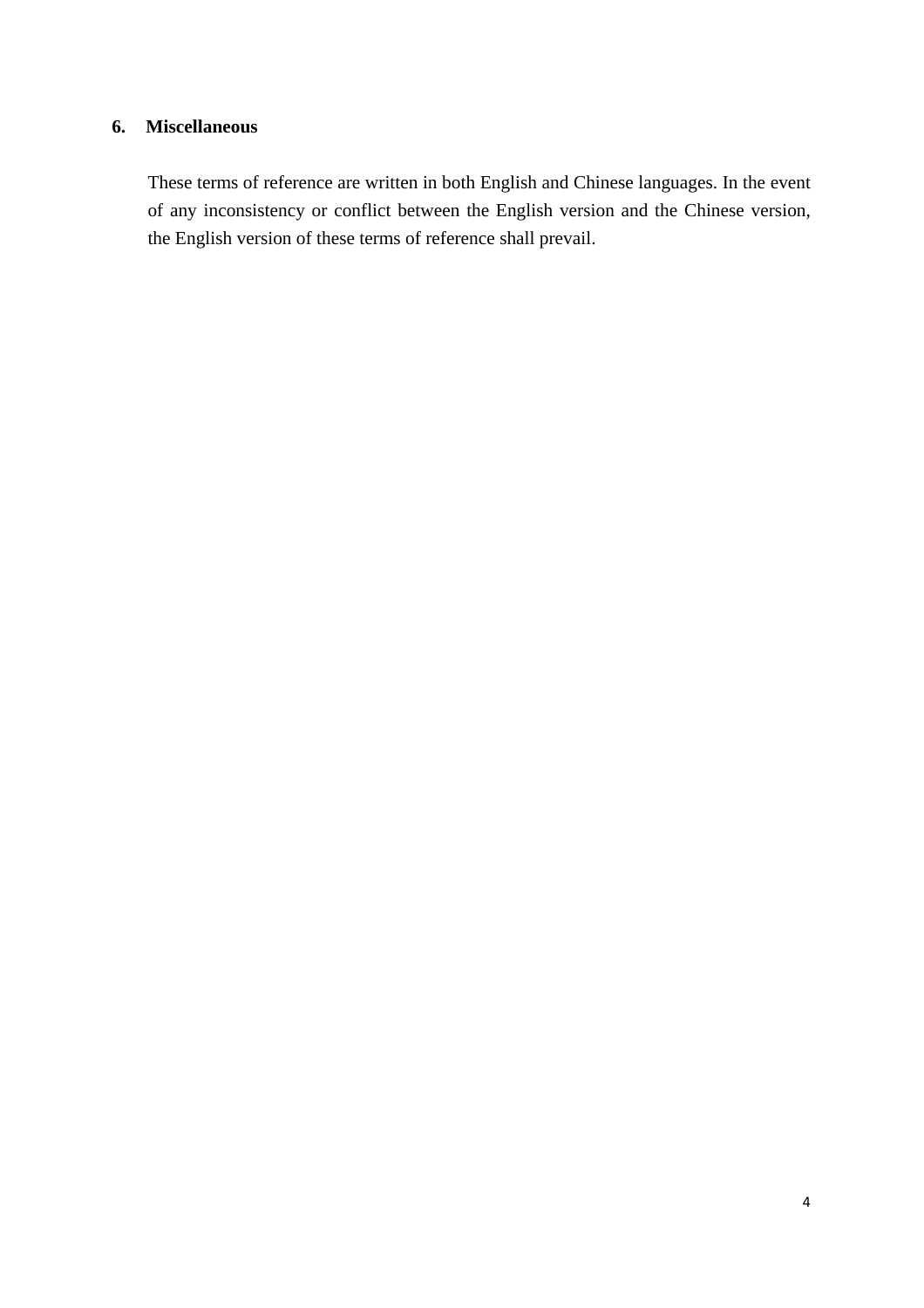## 6. Miscellaneous

These terms of reference are written in both English and Chinese languages. In the event of any inconsistency or conflict between the English version and the Chinese version, the English version of these terms of reference shall prevail.